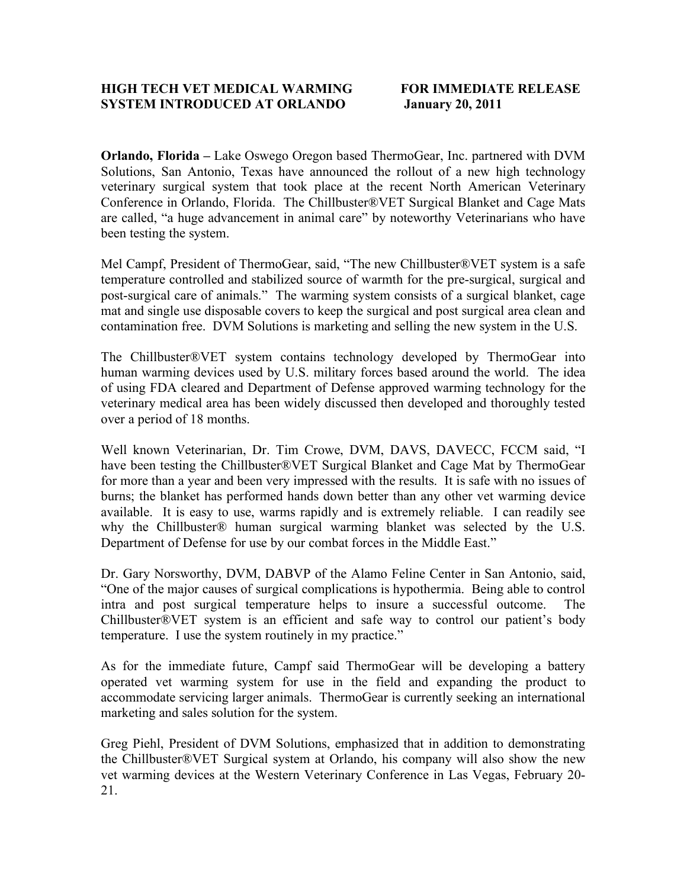**HIGH TECH VET MEDICAL WARMING SYSTEM INTRODUCED AT ORLANDO**

**FOR IMMEDIATE RELEASE**
**January 20, 2011**

**Orlando, Florida –** Lake Oswego Oregon based ThermoGear, Inc. partnered with DVM Solutions, San Antonio, Texas have announced the rollout of a new high technology veterinary surgical system that took place at the recent North American Veterinary Conference in Orlando, Florida. The Chillbuster®VET Surgical Blanket and Cage Mats are called, "a huge advancement in animal care" by noteworthy Veterinarians who have been testing the system.

Mel Campf, President of ThermoGear, said, "The new Chillbuster®VET system is a safe temperature controlled and stabilized source of warmth for the pre-surgical, surgical and post-surgical care of animals." The warming system consists of a surgical blanket, cage mat and single use disposable covers to keep the surgical and post surgical area clean and contamination free. DVM Solutions is marketing and selling the new system in the U.S.

The Chillbuster®VET system contains technology developed by ThermoGear into human warming devices used by U.S. military forces based around the world. The idea of using FDA cleared and Department of Defense approved warming technology for the veterinary medical area has been widely discussed then developed and thoroughly tested over a period of 18 months.

Well known Veterinarian, Dr. Tim Crowe, DVM, DAVS, DAVECC, FCCM said, "I have been testing the Chillbuster®VET Surgical Blanket and Cage Mat by ThermoGear for more than a year and been very impressed with the results. It is safe with no issues of burns; the blanket has performed hands down better than any other vet warming device available. It is easy to use, warms rapidly and is extremely reliable. I can readily see why the Chillbuster® human surgical warming blanket was selected by the U.S. Department of Defense for use by our combat forces in the Middle East."

Dr. Gary Norsworthy, DVM, DABVP of the Alamo Feline Center in San Antonio, said, "One of the major causes of surgical complications is hypothermia. Being able to control intra and post surgical temperature helps to insure a successful outcome. The Chillbuster®VET system is an efficient and safe way to control our patient's body temperature. I use the system routinely in my practice."

As for the immediate future, Campf said ThermoGear will be developing a battery operated vet warming system for use in the field and expanding the product to accommodate servicing larger animals. ThermoGear is currently seeking an international marketing and sales solution for the system.

Greg Piehl, President of DVM Solutions, emphasized that in addition to demonstrating the Chillbuster®VET Surgical system at Orlando, his company will also show the new vet warming devices at the Western Veterinary Conference in Las Vegas, February 20-21.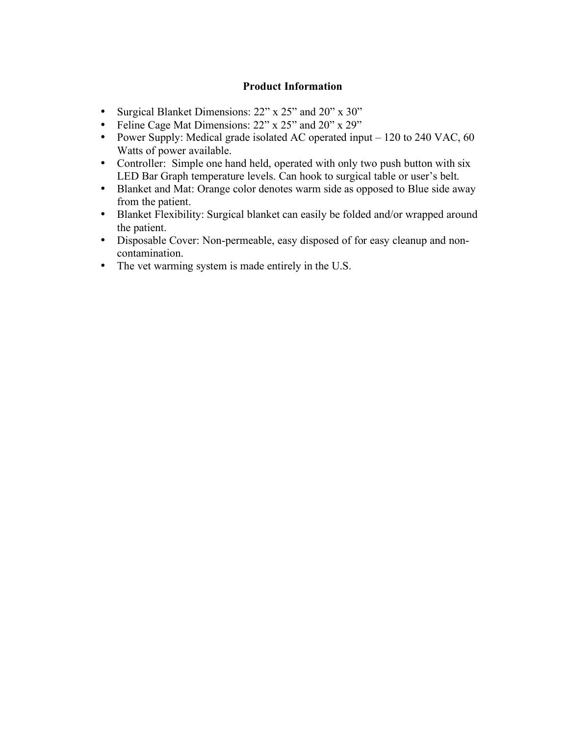**Product Information**

- Surgical Blanket Dimensions: 22" x 25" and 20" x 30"
- Feline Cage Mat Dimensions: 22" x 25" and 20" x 29"
- Power Supply: Medical grade isolated AC operated input – 120 to 240 VAC, 60 Watts of power available.
- Controller: Simple one hand held, operated with only two push button with six LED Bar Graph temperature levels. Can hook to surgical table or user's belt.
- Blanket and Mat: Orange color denotes warm side as opposed to Blue side away from the patient.
- Blanket Flexibility: Surgical blanket can easily be folded and/or wrapped around the patient.
- Disposable Cover: Non-permeable, easy disposed of for easy cleanup and non-contamination.
- The vet warming system is made entirely in the U.S.